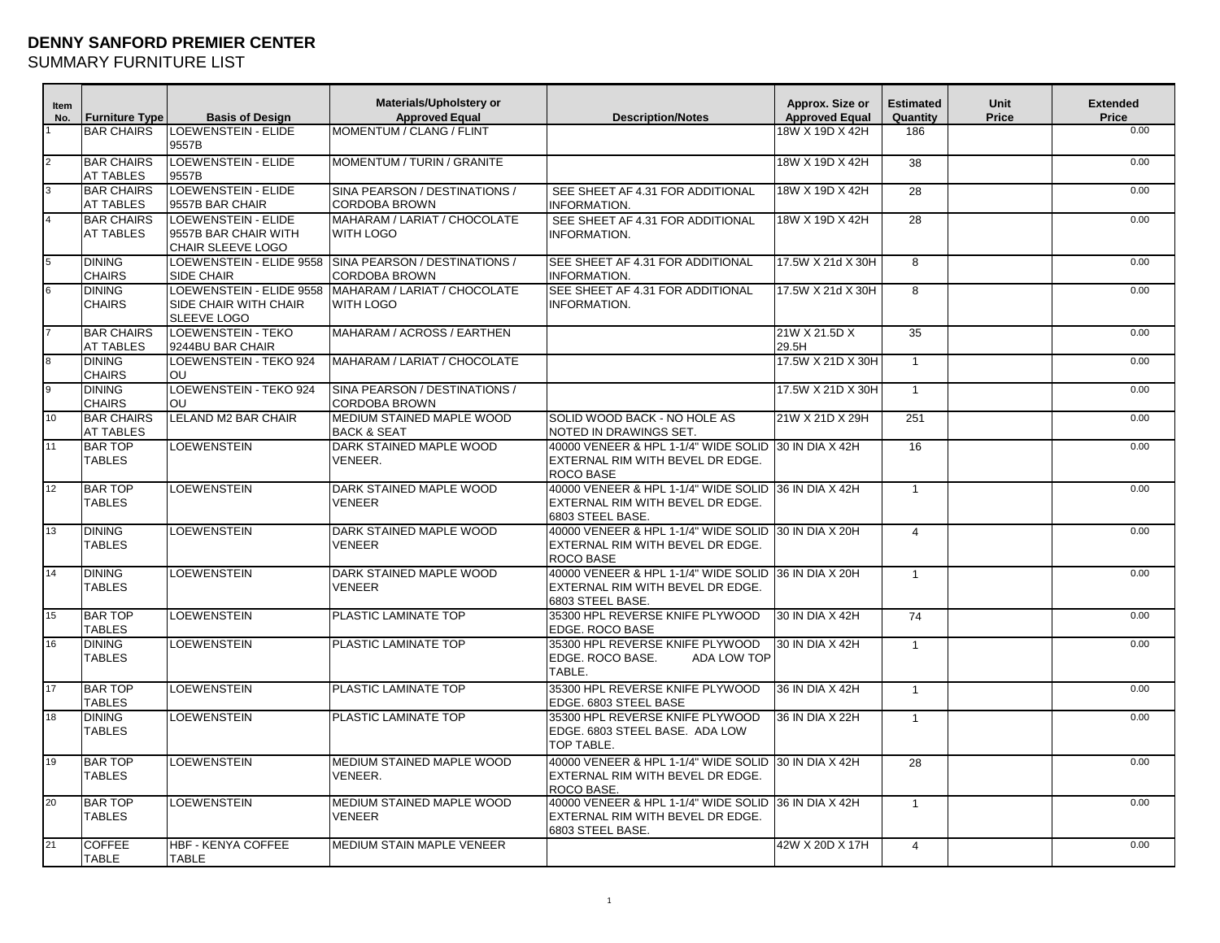# DENNY SANFORD PREMIER CENTER

## SUMMARY FURNITURE LIST

| Item No. | Furniture Type | Basis of Design | Materials/Upholstery or Approved Equal | Description/Notes | Approx. Size or Approved Equal | Estimated Quantity | Unit Price | Extended Price |
|---|---|---|---|---|---|---|---|---|
| 1 | BAR CHAIRS | LOEWENSTEIN - ELIDE 9557B | MOMENTUM / CLANG / FLINT | | 18W X 19D X 42H | 186 | | 0.00 |
| 2 | BAR CHAIRS AT TABLES | LOEWENSTEIN - ELIDE 9557B | MOMENTUM / TURIN / GRANITE | | 18W X 19D X 42H | 38 | | 0.00 |
| 3 | BAR CHAIRS AT TABLES | LOEWENSTEIN - ELIDE 9557B BAR CHAIR | SINA PEARSON / DESTINATIONS / CORDOBA BROWN | SEE SHEET AF 4.31 FOR ADDITIONAL INFORMATION. | 18W X 19D X 42H | 28 | | 0.00 |
| 4 | BAR CHAIRS AT TABLES | LOEWENSTEIN - ELIDE 9557B BAR CHAIR WITH CHAIR SLEEVE LOGO | MAHARAM / LARIAT / CHOCOLATE WITH LOGO | SEE SHEET AF 4.31 FOR ADDITIONAL INFORMATION. | 18W X 19D X 42H | 28 | | 0.00 |
| 5 | DINING CHAIRS | LOEWENSTEIN - ELIDE 9558 SIDE CHAIR | SINA PEARSON / DESTINATIONS / CORDOBA BROWN | SEE SHEET AF 4.31 FOR ADDITIONAL INFORMATION. | 17.5W X 21d X 30H | 8 | | 0.00 |
| 6 | DINING CHAIRS | LOEWENSTEIN - ELIDE 9558 SIDE CHAIR WITH CHAIR SLEEVE LOGO | MAHARAM / LARIAT / CHOCOLATE WITH LOGO | SEE SHEET AF 4.31 FOR ADDITIONAL INFORMATION. | 17.5W X 21d X 30H | 8 | | 0.00 |
| 7 | BAR CHAIRS AT TABLES | LOEWENSTEIN - TEKO 9244BU BAR CHAIR | MAHARAM / ACROSS / EARTHEN | | 21W X 21.5D X 29.5H | 35 | | 0.00 |
| 8 | DINING CHAIRS | LOEWENSTEIN - TEKO 924 OU | MAHARAM / LARIAT / CHOCOLATE | | 17.5W X 21D X 30H | 1 | | 0.00 |
| 9 | DINING CHAIRS | LOEWENSTEIN - TEKO 924 OU | SINA PEARSON / DESTINATIONS / CORDOBA BROWN | | 17.5W X 21D X 30H | 1 | | 0.00 |
| 10 | BAR CHAIRS AT TABLES | LELAND M2 BAR CHAIR | MEDIUM STAINED MAPLE WOOD BACK & SEAT | SOLID WOOD BACK - NO HOLE AS NOTED IN DRAWINGS SET. | 21W X 21D X 29H | 251 | | 0.00 |
| 11 | BAR TOP TABLES | LOEWENSTEIN | DARK STAINED MAPLE WOOD VENEER. | 40000 VENEER & HPL 1-1/4" WIDE SOLID EXTERNAL RIM WITH BEVEL DR EDGE. ROCO BASE | 30 IN DIA X 42H | 16 | | 0.00 |
| 12 | BAR TOP TABLES | LOEWENSTEIN | DARK STAINED MAPLE WOOD VENEER | 40000 VENEER & HPL 1-1/4" WIDE SOLID EXTERNAL RIM WITH BEVEL DR EDGE. 6803 STEEL BASE. | 36 IN DIA X 42H | 1 | | 0.00 |
| 13 | DINING TABLES | LOEWENSTEIN | DARK STAINED MAPLE WOOD VENEER | 40000 VENEER & HPL 1-1/4" WIDE SOLID EXTERNAL RIM WITH BEVEL DR EDGE. ROCO BASE | 30 IN DIA X 20H | 4 | | 0.00 |
| 14 | DINING TABLES | LOEWENSTEIN | DARK STAINED MAPLE WOOD VENEER | 40000 VENEER & HPL 1-1/4" WIDE SOLID EXTERNAL RIM WITH BEVEL DR EDGE. 6803 STEEL BASE. | 36 IN DIA X 20H | 1 | | 0.00 |
| 15 | BAR TOP TABLES | LOEWENSTEIN | PLASTIC LAMINATE TOP | 35300 HPL REVERSE KNIFE PLYWOOD EDGE. ROCO BASE | 30 IN DIA X 42H | 74 | | 0.00 |
| 16 | DINING TABLES | LOEWENSTEIN | PLASTIC LAMINATE TOP | 35300 HPL REVERSE KNIFE PLYWOOD EDGE. ROCO BASE. ADA LOW TOP TABLE. | 30 IN DIA X 42H | 1 | | 0.00 |
| 17 | BAR TOP TABLES | LOEWENSTEIN | PLASTIC LAMINATE TOP | 35300 HPL REVERSE KNIFE PLYWOOD EDGE. 6803 STEEL BASE | 36 IN DIA X 42H | 1 | | 0.00 |
| 18 | DINING TABLES | LOEWENSTEIN | PLASTIC LAMINATE TOP | 35300 HPL REVERSE KNIFE PLYWOOD EDGE. 6803 STEEL BASE. ADA LOW TOP TABLE. | 36 IN DIA X 22H | 1 | | 0.00 |
| 19 | BAR TOP TABLES | LOEWENSTEIN | MEDIUM STAINED MAPLE WOOD VENEER. | 40000 VENEER & HPL 1-1/4" WIDE SOLID EXTERNAL RIM WITH BEVEL DR EDGE. ROCO BASE. | 30 IN DIA X 42H | 28 | | 0.00 |
| 20 | BAR TOP TABLES | LOEWENSTEIN | MEDIUM STAINED MAPLE WOOD VENEER | 40000 VENEER & HPL 1-1/4" WIDE SOLID EXTERNAL RIM WITH BEVEL DR EDGE. 6803 STEEL BASE. | 36 IN DIA X 42H | 1 | | 0.00 |
| 21 | COFFEE TABLE | HBF - KENYA COFFEE TABLE | MEDIUM STAIN MAPLE VENEER | | 42W X 20D X 17H | 4 | | 0.00 |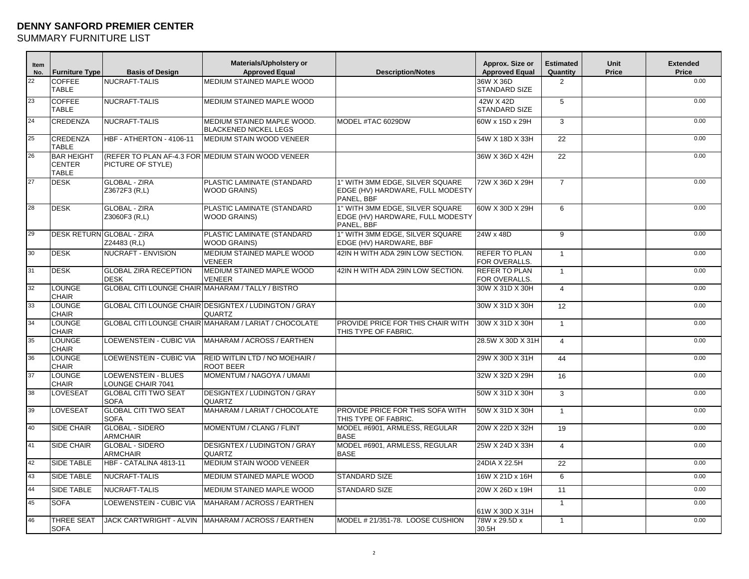**DENNY SANFORD PREMIER CENTER**
SUMMARY FURNITURE LIST

| Item No. | Furniture Type | Basis of Design | Materials/Upholstery or Approved Equal | Description/Notes | Approx. Size or Approved Equal | Estimated Quantity | Unit Price | Extended Price |
|---|---|---|---|---|---|---|---|---|
| 22 | COFFEE TABLE | NUCRAFT-TALIS | MEDIUM STAINED MAPLE WOOD | | 36W X 36D STANDARD SIZE | 2 | | 0.00 |
| 23 | COFFEE TABLE | NUCRAFT-TALIS | MEDIUM STAINED MAPLE WOOD | | 42W X 42D STANDARD SIZE | 5 | | 0.00 |
| 24 | CREDENZA | NUCRAFT-TALIS | MEDIUM STAINED MAPLE WOOD. BLACKENED NICKEL LEGS | MODEL #TAC 6029DW | 60W x 15D x 29H | 3 | | 0.00 |
| 25 | CREDENZA TABLE | HBF - ATHERTON - 4106-11 | MEDIUM STAIN WOOD VENEER | | 54W X 18D X 33H | 22 | | 0.00 |
| 26 | BAR HEIGHT CENTER TABLE | (REFER TO PLAN AF-4.3 FOR PICTURE OF STYLE) | MEDIUM STAIN WOOD VENEER | | 36W X 36D X 42H | 22 | | 0.00 |
| 27 | DESK | GLOBAL - ZIRA Z3672F3 (R,L) | PLASTIC LAMINATE (STANDARD WOOD GRAINS) | 1" WITH 3MM EDGE, SILVER SQUARE EDGE (HV) HARDWARE, FULL MODESTY PANEL, BBF | 72W X 36D X 29H | 7 | | 0.00 |
| 28 | DESK | GLOBAL - ZIRA Z3060F3 (R,L) | PLASTIC LAMINATE (STANDARD WOOD GRAINS) | 1" WITH 3MM EDGE, SILVER SQUARE EDGE (HV) HARDWARE, FULL MODESTY PANEL, BBF | 60W X 30D X 29H | 6 | | 0.00 |
| 29 | DESK RETURN | GLOBAL - ZIRA Z24483 (R,L) | PLASTIC LAMINATE (STANDARD WOOD GRAINS) | 1" WITH 3MM EDGE, SILVER SQUARE EDGE (HV) HARDWARE, BBF | 24W x 48D | 9 | | 0.00 |
| 30 | DESK | NUCRAFT - ENVISION | MEDIUM STAINED MAPLE WOOD VENEER | 42IN H WITH ADA 29IN LOW SECTION. | REFER TO PLAN FOR OVERALLS. | 1 | | 0.00 |
| 31 | DESK | GLOBAL ZIRA RECEPTION DESK | MEDIUM STAINED MAPLE WOOD VENEER | 42IN H WITH ADA 29IN LOW SECTION. | REFER TO PLAN FOR OVERALLS. | 1 | | 0.00 |
| 32 | LOUNGE CHAIR | GLOBAL CITI LOUNGE CHAIR | MAHARAM / TALLY / BISTRO | | 30W X 31D X 30H | 4 | | 0.00 |
| 33 | LOUNGE CHAIR | GLOBAL CITI LOUNGE CHAIR | DESIGNTEX / LUDINGTON / GRAY QUARTZ | | 30W X 31D X 30H | 12 | | 0.00 |
| 34 | LOUNGE CHAIR | GLOBAL CITI LOUNGE CHAIR | MAHARAM / LARIAT / CHOCOLATE | PROVIDE PRICE FOR THIS CHAIR WITH THIS TYPE OF FABRIC. | 30W X 31D X 30H | 1 | | 0.00 |
| 35 | LOUNGE CHAIR | LOEWENSTEIN - CUBIC VIA | MAHARAM / ACROSS / EARTHEN | | 28.5W X 30D X 31H | 4 | | 0.00 |
| 36 | LOUNGE CHAIR | LOEWENSTEIN - CUBIC VIA | REID WITLIN LTD / NO MOEHAIR / ROOT BEER | | 29W X 30D X 31H | 44 | | 0.00 |
| 37 | LOUNGE CHAIR | LOEWENSTEIN - BLUES LOUNGE CHAIR 7041 | MOMENTUM / NAGOYA / UMAMI | | 32W X 32D X 29H | 16 | | 0.00 |
| 38 | LOVESEAT | GLOBAL CITI TWO SEAT SOFA | DESIGNTEX / LUDINGTON / GRAY QUARTZ | | 50W X 31D X 30H | 3 | | 0.00 |
| 39 | LOVESEAT | GLOBAL CITI TWO SEAT SOFA | MAHARAM / LARIAT / CHOCOLATE | PROVIDE PRICE FOR THIS SOFA WITH THIS TYPE OF FABRIC. | 50W X 31D X 30H | 1 | | 0.00 |
| 40 | SIDE CHAIR | GLOBAL - SIDERO ARMCHAIR | MOMENTUM / CLANG / FLINT | MODEL #6901, ARMLESS, REGULAR BASE | 20W X 22D X 32H | 19 | | 0.00 |
| 41 | SIDE CHAIR | GLOBAL - SIDERO ARMCHAIR | DESIGNTEX / LUDINGTON / GRAY QUARTZ | MODEL #6901, ARMLESS, REGULAR BASE | 25W X 24D X 33H | 4 | | 0.00 |
| 42 | SIDE TABLE | HBF - CATALINA 4813-11 | MEDIUM STAIN WOOD VENEER | | 24DIA X 22.5H | 22 | | 0.00 |
| 43 | SIDE TABLE | NUCRAFT-TALIS | MEDIUM STAINED MAPLE WOOD | STANDARD SIZE | 16W X 21D x 16H | 6 | | 0.00 |
| 44 | SIDE TABLE | NUCRAFT-TALIS | MEDIUM STAINED MAPLE WOOD | STANDARD SIZE | 20W X 26D x 19H | 11 | | 0.00 |
| 45 | SOFA | LOEWENSTEIN - CUBIC VIA | MAHARAM / ACROSS / EARTHEN | | 61W X 30D X 31H | 1 | | 0.00 |
| 46 | THREE SEAT SOFA | JACK CARTWRIGHT - ALVIN | MAHARAM / ACROSS / EARTHEN | MODEL # 21/351-78. LOOSE CUSHION | 78W x 29.5D x 30.5H | 1 | | 0.00 |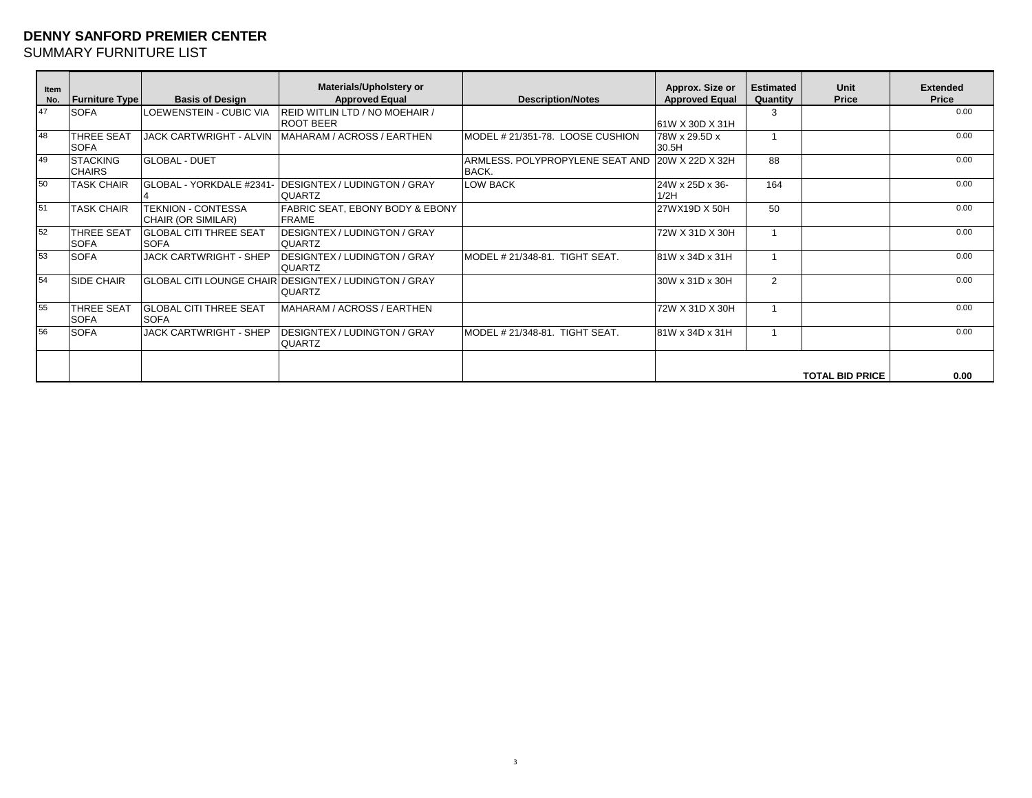# DENNY SANFORD PREMIER CENTER

SUMMARY FURNITURE LIST

| Item No. | Furniture Type | Basis of Design | Materials/Upholstery or Approved Equal | Description/Notes | Approx. Size or Approved Equal | Estimated Quantity | Unit Price | Extended Price |
|---|---|---|---|---|---|---|---|---|
| 47 | SOFA | LOEWENSTEIN - CUBIC VIA | REID WITLIN LTD / NO MOEHAIR / ROOT BEER | | 61W X 30D X 31H | 3 | | 0.00 |
| 48 | THREE SEAT SOFA | JACK CARTWRIGHT - ALVIN | MAHARAM / ACROSS / EARTHEN | MODEL # 21/351-78. LOOSE CUSHION | 78W x 29.5D x 30.5H | 1 | | 0.00 |
| 49 | STACKING CHAIRS | GLOBAL - DUET | | ARMLESS. POLYPROPYLENE SEAT AND BACK. | 20W X 22D X 32H | 88 | | 0.00 |
| 50 | TASK CHAIR | GLOBAL - YORKDALE #2341-4 | DESIGNTEX / LUDINGTON / GRAY QUARTZ | LOW BACK | 24W x 25D x 36-1/2H | 164 | | 0.00 |
| 51 | TASK CHAIR | TEKNION - CONTESSA CHAIR (OR SIMILAR) | FABRIC SEAT, EBONY BODY & EBONY FRAME | | 27WX19D X 50H | 50 | | 0.00 |
| 52 | THREE SEAT SOFA | GLOBAL CITI THREE SEAT SOFA | DESIGNTEX / LUDINGTON / GRAY QUARTZ | | 72W X 31D X 30H | 1 | | 0.00 |
| 53 | SOFA | JACK CARTWRIGHT - SHEP | DESIGNTEX / LUDINGTON / GRAY QUARTZ | MODEL # 21/348-81. TIGHT SEAT. | 81W x 34D x 31H | 1 | | 0.00 |
| 54 | SIDE CHAIR | GLOBAL CITI LOUNGE CHAIR | DESIGNTEX / LUDINGTON / GRAY QUARTZ | | 30W x 31D x 30H | 2 | | 0.00 |
| 55 | THREE SEAT SOFA | GLOBAL CITI THREE SEAT SOFA | MAHARAM / ACROSS / EARTHEN | | 72W X 31D X 30H | 1 | | 0.00 |
| 56 | SOFA | JACK CARTWRIGHT - SHEP | DESIGNTEX / LUDINGTON / GRAY QUARTZ | MODEL # 21/348-81. TIGHT SEAT. | 81W x 34D x 31H | 1 | | 0.00 |
| | | | | | | | **TOTAL BID PRICE** | **0.00** |